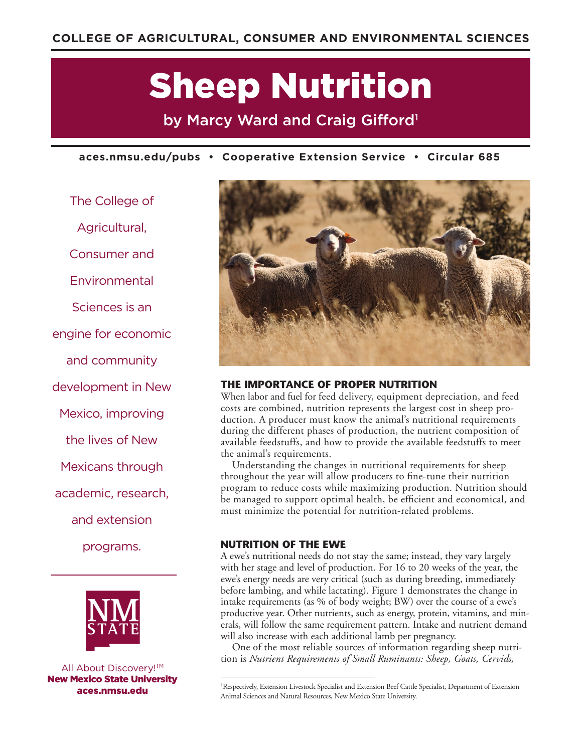COLLEGE OF AGRICULTURAL, CONSUMER AND ENVIRONMENTAL SCIENCES

# Sheep Nutrition

by Marcy Ward and Craig Gifford[1]

aces.nmsu.edu/pubs • Cooperative Extension Service • Circular 685

The College of Agricultural, Consumer and Environmental Sciences is an engine for economic and community development in New Mexico, improving the lives of New Mexicans through academic, research, and extension programs.

All About Discovery!™
**New Mexico State University**
**aces.nmsu.edu**

## THE IMPORTANCE OF PROPER NUTRITION

When labor and fuel for feed delivery, equipment depreciation, and feed costs are combined, nutrition represents the largest cost in sheep production. A producer must know the animal's nutritional requirements during the different phases of production, the nutrient composition of available feedstuffs, and how to provide the available feedstuffs to meet the animal's requirements.

Understanding the changes in nutritional requirements for sheep throughout the year will allow producers to fine-tune their nutrition program to reduce costs while maximizing production. Nutrition should be managed to support optimal health, be efficient and economical, and must minimize the potential for nutrition-related problems.

## NUTRITION OF THE EWE

A ewe's nutritional needs do not stay the same; instead, they vary largely with her stage and level of production. For 16 to 20 weeks of the year, the ewe's energy needs are very critical (such as during breeding, immediately before lambing, and while lactating). Figure 1 demonstrates the change in intake requirements (as % of body weight; BW) over the course of a ewe's productive year. Other nutrients, such as energy, protein, vitamins, and minerals, will follow the same requirement pattern. Intake and nutrient demand will also increase with each additional lamb per pregnancy.

One of the most reliable sources of information regarding sheep nutrition is *Nutrient Requirements of Small Ruminants: Sheep, Goats, Cervids,*

[1]Respectively, Extension Livestock Specialist and Extension Beef Cattle Specialist, Department of Extension Animal Sciences and Natural Resources, New Mexico State University.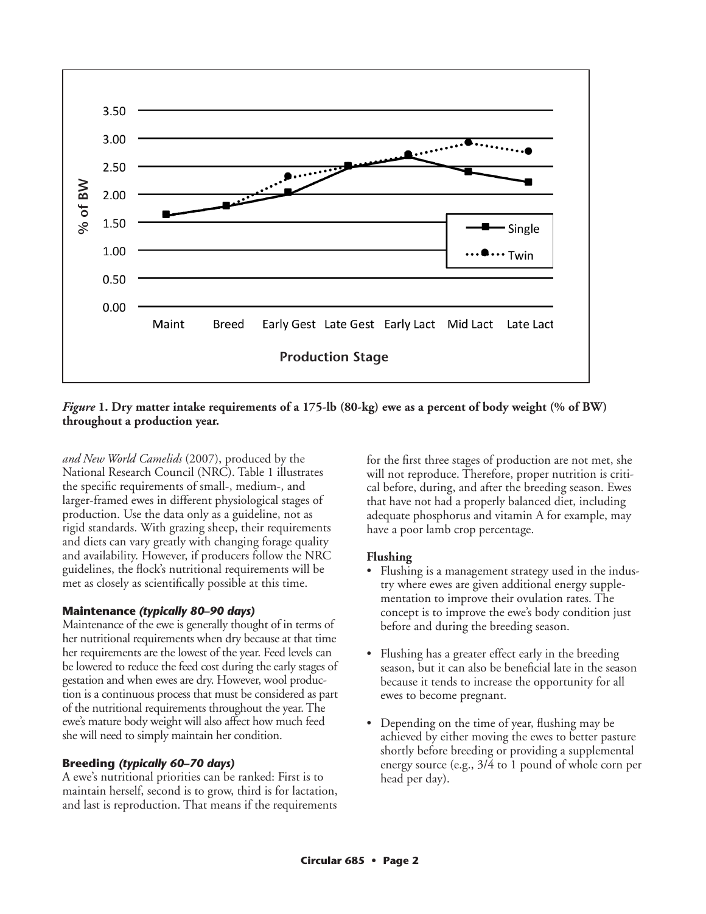*Figure* **1. Dry matter intake requirements of a 175-lb (80-kg) ewe as a percent of body weight (% of BW) throughout a production year.**

*and New World Camelids* (2007), produced by the National Research Council (NRC). Table 1 illustrates the specific requirements of small-, medium-, and larger-framed ewes in different physiological stages of production. Use the data only as a guideline, not as rigid standards. With grazing sheep, their requirements and diets can vary greatly with changing forage quality and availability. However, if producers follow the NRC guidelines, the flock's nutritional requirements will be met as closely as scientifically possible at this time.

### Maintenance *(typically 80–90 days)*

Maintenance of the ewe is generally thought of in terms of her nutritional requirements when dry because at that time her requirements are the lowest of the year. Feed levels can be lowered to reduce the feed cost during the early stages of gestation and when ewes are dry. However, wool production is a continuous process that must be considered as part of the nutritional requirements throughout the year. The ewe's mature body weight will also affect how much feed she will need to simply maintain her condition.

### Breeding *(typically 60–70 days)*

A ewe's nutritional priorities can be ranked: First is to maintain herself, second is to grow, third is for lactation, and last is reproduction. That means if the requirements for the first three stages of production are not met, she will not reproduce. Therefore, proper nutrition is critical before, during, and after the breeding season. Ewes that have not had a properly balanced diet, including adequate phosphorus and vitamin A for example, may have a poor lamb crop percentage.

#### Flushing

- Flushing is a management strategy used in the industry where ewes are given additional energy supplementation to improve their ovulation rates. The concept is to improve the ewe's body condition just before and during the breeding season.
- Flushing has a greater effect early in the breeding season, but it can also be beneficial late in the season because it tends to increase the opportunity for all ewes to become pregnant.
- Depending on the time of year, flushing may be achieved by either moving the ewes to better pasture shortly before breeding or providing a supplemental energy source (e.g., 3/4 to 1 pound of whole corn per head per day).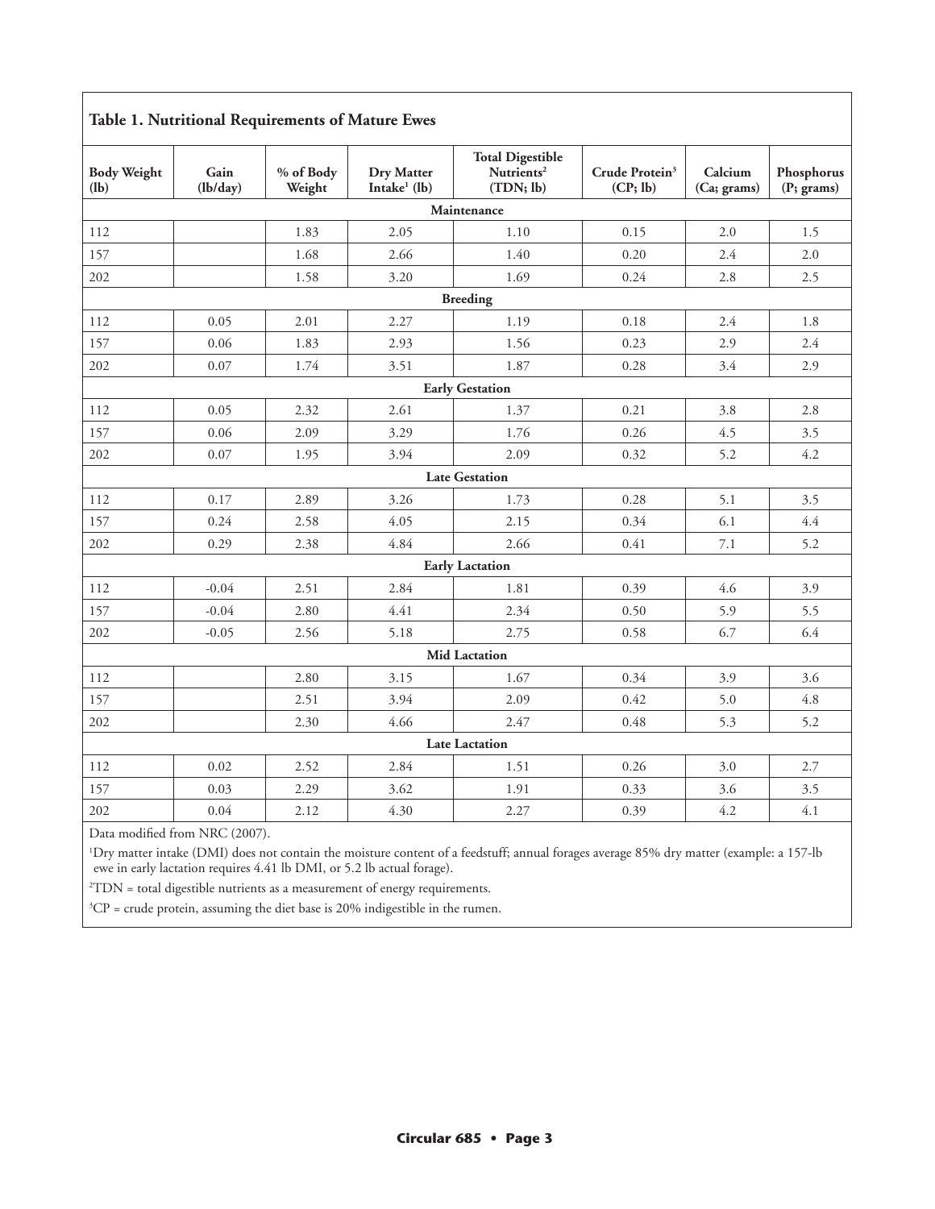### Table 1. Nutritional Requirements of Mature Ewes

| Body Weight (lb) | Gain (lb/day) | % of Body Weight | Dry Matter Intake[1] (lb) | Total Digestible Nutrients[2] (TDN; lb) | Crude Protein[3] (CP; lb) | Calcium (Ca; grams) | Phosphorus (P; grams) |
|---|---|---|---|---|---|---|---|
| **Maintenance** | | | | | | | |
| 112 | | 1.83 | 2.05 | 1.10 | 0.15 | 2.0 | 1.5 |
| 157 | | 1.68 | 2.66 | 1.40 | 0.20 | 2.4 | 2.0 |
| 202 | | 1.58 | 3.20 | 1.69 | 0.24 | 2.8 | 2.5 |
| **Breeding** | | | | | | | |
| 112 | 0.05 | 2.01 | 2.27 | 1.19 | 0.18 | 2.4 | 1.8 |
| 157 | 0.06 | 1.83 | 2.93 | 1.56 | 0.23 | 2.9 | 2.4 |
| 202 | 0.07 | 1.74 | 3.51 | 1.87 | 0.28 | 3.4 | 2.9 |
| **Early Gestation** | | | | | | | |
| 112 | 0.05 | 2.32 | 2.61 | 1.37 | 0.21 | 3.8 | 2.8 |
| 157 | 0.06 | 2.09 | 3.29 | 1.76 | 0.26 | 4.5 | 3.5 |
| 202 | 0.07 | 1.95 | 3.94 | 2.09 | 0.32 | 5.2 | 4.2 |
| **Late Gestation** | | | | | | | |
| 112 | 0.17 | 2.89 | 3.26 | 1.73 | 0.28 | 5.1 | 3.5 |
| 157 | 0.24 | 2.58 | 4.05 | 2.15 | 0.34 | 6.1 | 4.4 |
| 202 | 0.29 | 2.38 | 4.84 | 2.66 | 0.41 | 7.1 | 5.2 |
| **Early Lactation** | | | | | | | |
| 112 | -0.04 | 2.51 | 2.84 | 1.81 | 0.39 | 4.6 | 3.9 |
| 157 | -0.04 | 2.80 | 4.41 | 2.34 | 0.50 | 5.9 | 5.5 |
| 202 | -0.05 | 2.56 | 5.18 | 2.75 | 0.58 | 6.7 | 6.4 |
| **Mid Lactation** | | | | | | | |
| 112 | | 2.80 | 3.15 | 1.67 | 0.34 | 3.9 | 3.6 |
| 157 | | 2.51 | 3.94 | 2.09 | 0.42 | 5.0 | 4.8 |
| 202 | | 2.30 | 4.66 | 2.47 | 0.48 | 5.3 | 5.2 |
| **Late Lactation** | | | | | | | |
| 112 | 0.02 | 2.52 | 2.84 | 1.51 | 0.26 | 3.0 | 2.7 |
| 157 | 0.03 | 2.29 | 3.62 | 1.91 | 0.33 | 3.6 | 3.5 |
| 202 | 0.04 | 2.12 | 4.30 | 2.27 | 0.39 | 4.2 | 4.1 |

Data modified from NRC (2007).

[1]Dry matter intake (DMI) does not contain the moisture content of a feedstuff; annual forages average 85% dry matter (example: a 157-lb ewe in early lactation requires 4.41 lb DMI, or 5.2 lb actual forage).

[2]TDN = total digestible nutrients as a measurement of energy requirements.

[3]CP = crude protein, assuming the diet base is 20% indigestible in the rumen.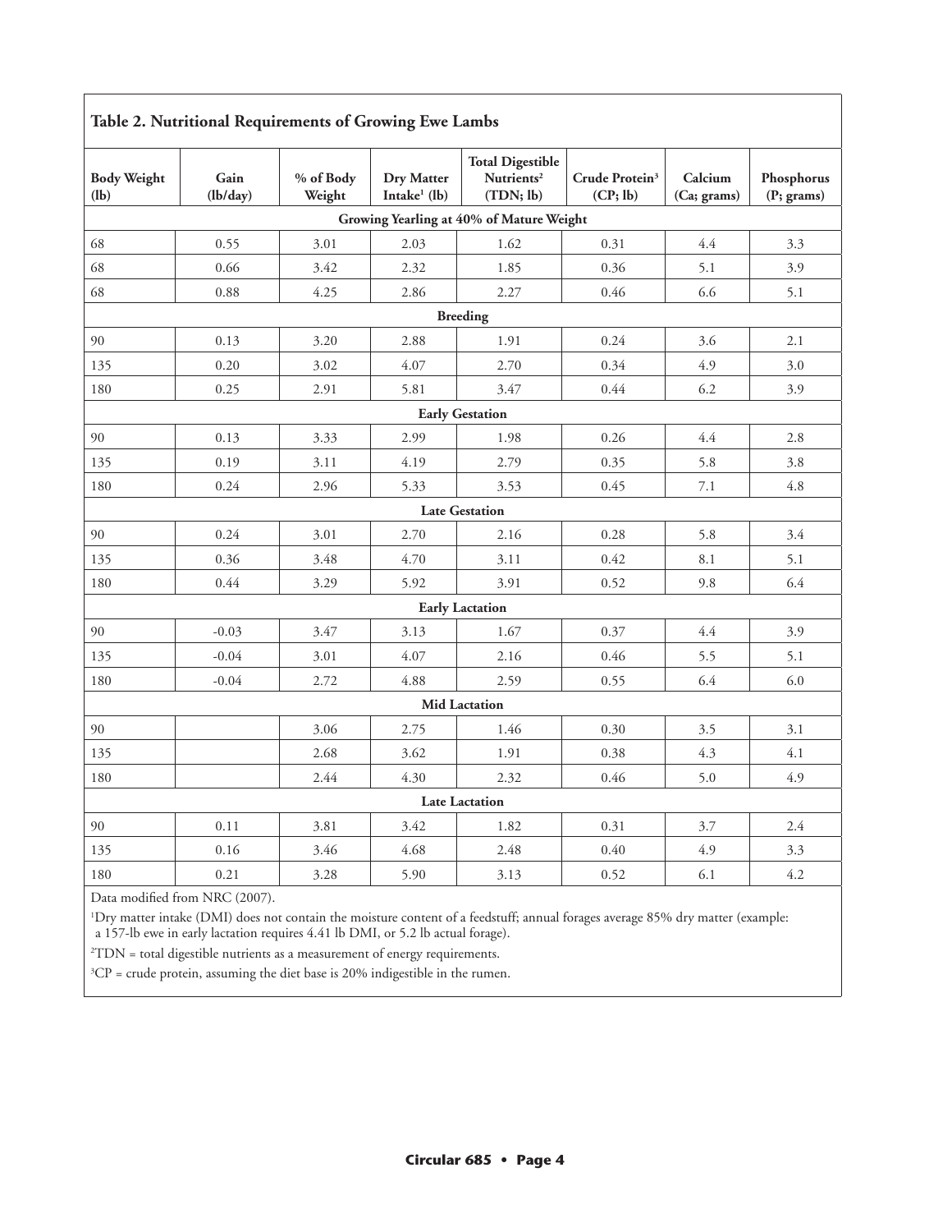**Table 2. Nutritional Requirements of Growing Ewe Lambs**

| Body Weight (lb) | Gain (lb/day) | % of Body Weight | Dry Matter Intake[1] (lb) | Total Digestible Nutrients[2] (TDN; lb) | Crude Protein[3] (CP; lb) | Calcium (Ca; grams) | Phosphorus (P; grams) |
|---|---|---|---|---|---|---|---|
| **Growing Yearling at 40% of Mature Weight** | | | | | | | |
| 68 | 0.55 | 3.01 | 2.03 | 1.62 | 0.31 | 4.4 | 3.3 |
| 68 | 0.66 | 3.42 | 2.32 | 1.85 | 0.36 | 5.1 | 3.9 |
| 68 | 0.88 | 4.25 | 2.86 | 2.27 | 0.46 | 6.6 | 5.1 |
| **Breeding** | | | | | | | |
| 90 | 0.13 | 3.20 | 2.88 | 1.91 | 0.24 | 3.6 | 2.1 |
| 135 | 0.20 | 3.02 | 4.07 | 2.70 | 0.34 | 4.9 | 3.0 |
| 180 | 0.25 | 2.91 | 5.81 | 3.47 | 0.44 | 6.2 | 3.9 |
| **Early Gestation** | | | | | | | |
| 90 | 0.13 | 3.33 | 2.99 | 1.98 | 0.26 | 4.4 | 2.8 |
| 135 | 0.19 | 3.11 | 4.19 | 2.79 | 0.35 | 5.8 | 3.8 |
| 180 | 0.24 | 2.96 | 5.33 | 3.53 | 0.45 | 7.1 | 4.8 |
| **Late Gestation** | | | | | | | |
| 90 | 0.24 | 3.01 | 2.70 | 2.16 | 0.28 | 5.8 | 3.4 |
| 135 | 0.36 | 3.48 | 4.70 | 3.11 | 0.42 | 8.1 | 5.1 |
| 180 | 0.44 | 3.29 | 5.92 | 3.91 | 0.52 | 9.8 | 6.4 |
| **Early Lactation** | | | | | | | |
| 90 | -0.03 | 3.47 | 3.13 | 1.67 | 0.37 | 4.4 | 3.9 |
| 135 | -0.04 | 3.01 | 4.07 | 2.16 | 0.46 | 5.5 | 5.1 |
| 180 | -0.04 | 2.72 | 4.88 | 2.59 | 0.55 | 6.4 | 6.0 |
| **Mid Lactation** | | | | | | | |
| 90 | | 3.06 | 2.75 | 1.46 | 0.30 | 3.5 | 3.1 |
| 135 | | 2.68 | 3.62 | 1.91 | 0.38 | 4.3 | 4.1 |
| 180 | | 2.44 | 4.30 | 2.32 | 0.46 | 5.0 | 4.9 |
| **Late Lactation** | | | | | | | |
| 90 | 0.11 | 3.81 | 3.42 | 1.82 | 0.31 | 3.7 | 2.4 |
| 135 | 0.16 | 3.46 | 4.68 | 2.48 | 0.40 | 4.9 | 3.3 |
| 180 | 0.21 | 3.28 | 5.90 | 3.13 | 0.52 | 6.1 | 4.2 |

Data modified from NRC (2007).

[1]Dry matter intake (DMI) does not contain the moisture content of a feedstuff; annual forages average 85% dry matter (example: a 157-lb ewe in early lactation requires 4.41 lb DMI, or 5.2 lb actual forage).

[2]TDN = total digestible nutrients as a measurement of energy requirements.

[3]CP = crude protein, assuming the diet base is 20% indigestible in the rumen.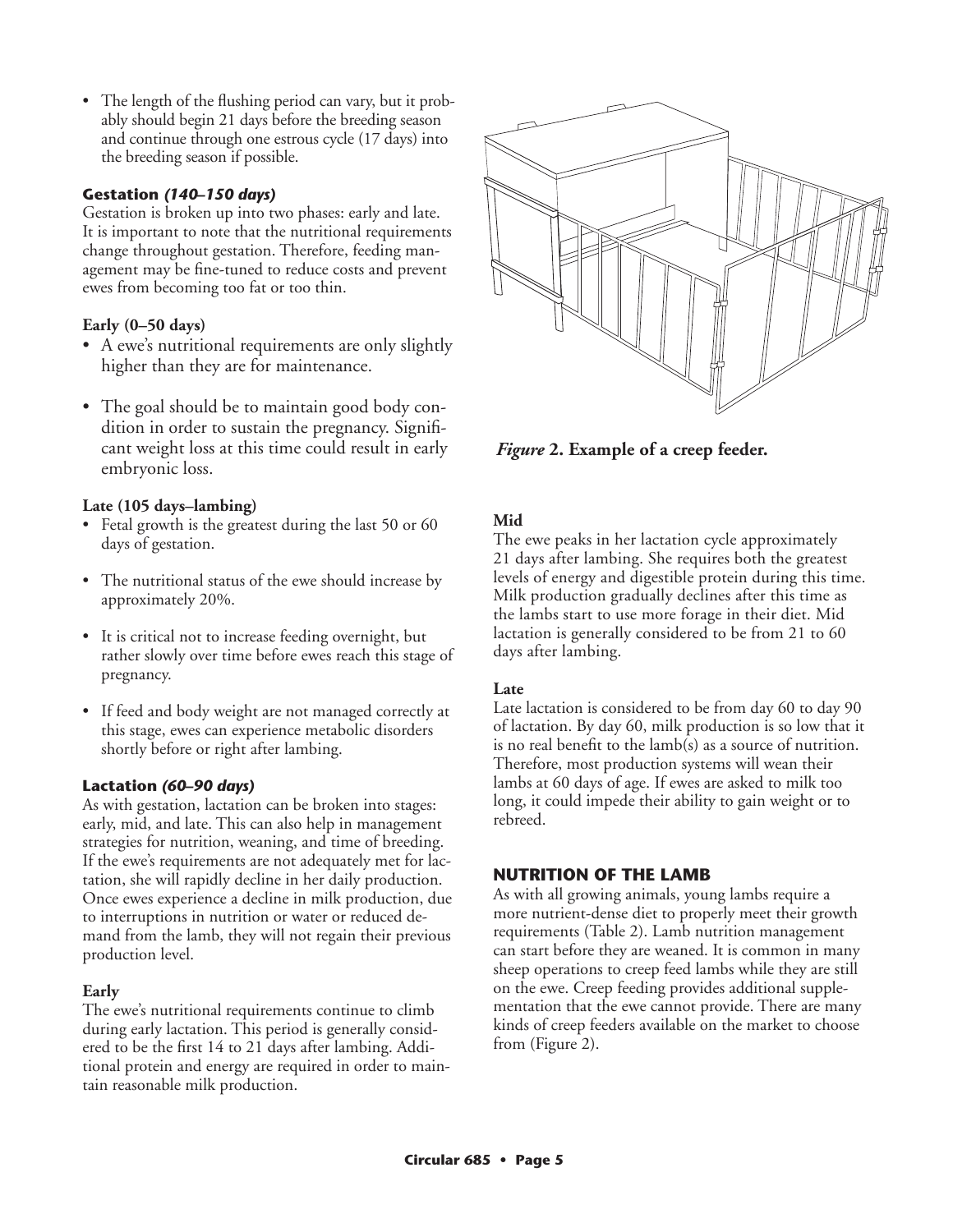- The length of the flushing period can vary, but it probably should begin 21 days before the breeding season and continue through one estrous cycle (17 days) into the breeding season if possible.

### Gestation *(140–150 days)*

Gestation is broken up into two phases: early and late. It is important to note that the nutritional requirements change throughout gestation. Therefore, feeding management may be fine-tuned to reduce costs and prevent ewes from becoming too fat or too thin.

#### Early (0–50 days)

- A ewe's nutritional requirements are only slightly higher than they are for maintenance.
- The goal should be to maintain good body condition in order to sustain the pregnancy. Significant weight loss at this time could result in early embryonic loss.

#### Late (105 days–lambing)

- Fetal growth is the greatest during the last 50 or 60 days of gestation.
- The nutritional status of the ewe should increase by approximately 20%.
- It is critical not to increase feeding overnight, but rather slowly over time before ewes reach this stage of pregnancy.
- If feed and body weight are not managed correctly at this stage, ewes can experience metabolic disorders shortly before or right after lambing.

### Lactation *(60–90 days)*

As with gestation, lactation can be broken into stages: early, mid, and late. This can also help in management strategies for nutrition, weaning, and time of breeding. If the ewe's requirements are not adequately met for lactation, she will rapidly decline in her daily production. Once ewes experience a decline in milk production, due to interruptions in nutrition or water or reduced demand from the lamb, they will not regain their previous production level.

#### Early

The ewe's nutritional requirements continue to climb during early lactation. This period is generally considered to be the first 14 to 21 days after lambing. Additional protein and energy are required in order to maintain reasonable milk production.

*Figure* **2. Example of a creep feeder.**

#### Mid

The ewe peaks in her lactation cycle approximately 21 days after lambing. She requires both the greatest levels of energy and digestible protein during this time. Milk production gradually declines after this time as the lambs start to use more forage in their diet. Mid lactation is generally considered to be from 21 to 60 days after lambing.

#### Late

Late lactation is considered to be from day 60 to day 90 of lactation. By day 60, milk production is so low that it is no real benefit to the lamb(s) as a source of nutrition. Therefore, most production systems will wean their lambs at 60 days of age. If ewes are asked to milk too long, it could impede their ability to gain weight or to rebreed.

## NUTRITION OF THE LAMB

As with all growing animals, young lambs require a more nutrient-dense diet to properly meet their growth requirements (Table 2). Lamb nutrition management can start before they are weaned. It is common in many sheep operations to creep feed lambs while they are still on the ewe. Creep feeding provides additional supplementation that the ewe cannot provide. There are many kinds of creep feeders available on the market to choose from (Figure 2).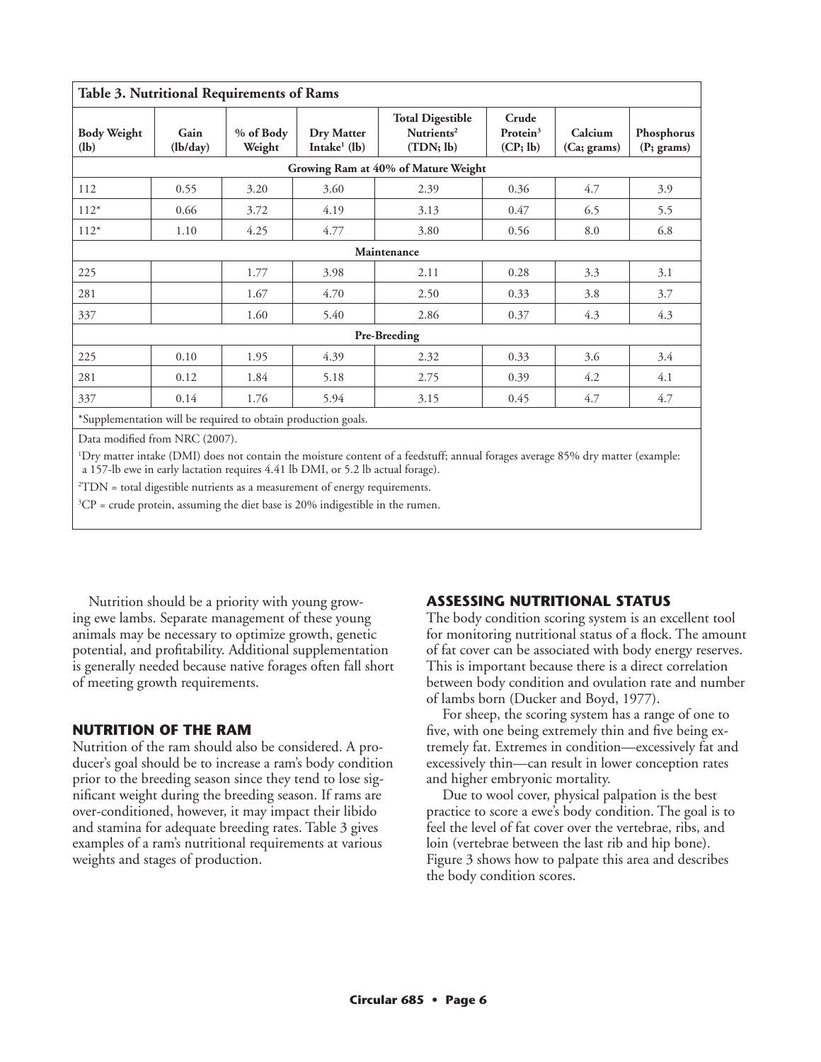**Table 3. Nutritional Requirements of Rams**

| Body Weight (lb) | Gain (lb/day) | % of Body Weight | Dry Matter Intake[1] (lb) | Total Digestible Nutrients[2] (TDN; lb) | Crude Protein[3] (CP; lb) | Calcium (Ca; grams) | Phosphorus (P; grams) |
|---|---|---|---|---|---|---|---|
| **Growing Ram at 40% of Mature Weight** | | | | | | | |
| 112 | 0.55 | 3.20 | 3.60 | 2.39 | 0.36 | 4.7 | 3.9 |
| 112* | 0.66 | 3.72 | 4.19 | 3.13 | 0.47 | 6.5 | 5.5 |
| 112* | 1.10 | 4.25 | 4.77 | 3.80 | 0.56 | 8.0 | 6.8 |
| **Maintenance** | | | | | | | |
| 225 | | 1.77 | 3.98 | 2.11 | 0.28 | 3.3 | 3.1 |
| 281 | | 1.67 | 4.70 | 2.50 | 0.33 | 3.8 | 3.7 |
| 337 | | 1.60 | 5.40 | 2.86 | 0.37 | 4.3 | 4.3 |
| **Pre-Breeding** | | | | | | | |
| 225 | 0.10 | 1.95 | 4.39 | 2.32 | 0.33 | 3.6 | 3.4 |
| 281 | 0.12 | 1.84 | 5.18 | 2.75 | 0.39 | 4.2 | 4.1 |
| 337 | 0.14 | 1.76 | 5.94 | 3.15 | 0.45 | 4.7 | 4.7 |

*Supplementation will be required to obtain production goals.

Data modified from NRC (2007).

[1]Dry matter intake (DMI) does not contain the moisture content of a feedstuff; annual forages average 85% dry matter (example: a 157-lb ewe in early lactation requires 4.41 lb DMI, or 5.2 lb actual forage).

[2]TDN = total digestible nutrients as a measurement of energy requirements.

[3]CP = crude protein, assuming the diet base is 20% indigestible in the rumen.

Nutrition should be a priority with young growing ewe lambs. Separate management of these young animals may be necessary to optimize growth, genetic potential, and profitability. Additional supplementation is generally needed because native forages often fall short of meeting growth requirements.

## NUTRITION OF THE RAM

Nutrition of the ram should also be considered. A producer's goal should be to increase a ram's body condition prior to the breeding season since they tend to lose significant weight during the breeding season. If rams are over-conditioned, however, it may impact their libido and stamina for adequate breeding rates. Table 3 gives examples of a ram's nutritional requirements at various weights and stages of production.

## ASSESSING NUTRITIONAL STATUS

The body condition scoring system is an excellent tool for monitoring nutritional status of a flock. The amount of fat cover can be associated with body energy reserves. This is important because there is a direct correlation between body condition and ovulation rate and number of lambs born (Ducker and Boyd, 1977).

For sheep, the scoring system has a range of one to five, with one being extremely thin and five being extremely fat. Extremes in condition—excessively fat and excessively thin—can result in lower conception rates and higher embryonic mortality.

Due to wool cover, physical palpation is the best practice to score a ewe's body condition. The goal is to feel the level of fat cover over the vertebrae, ribs, and loin (vertebrae between the last rib and hip bone). Figure 3 shows how to palpate this area and describes the body condition scores.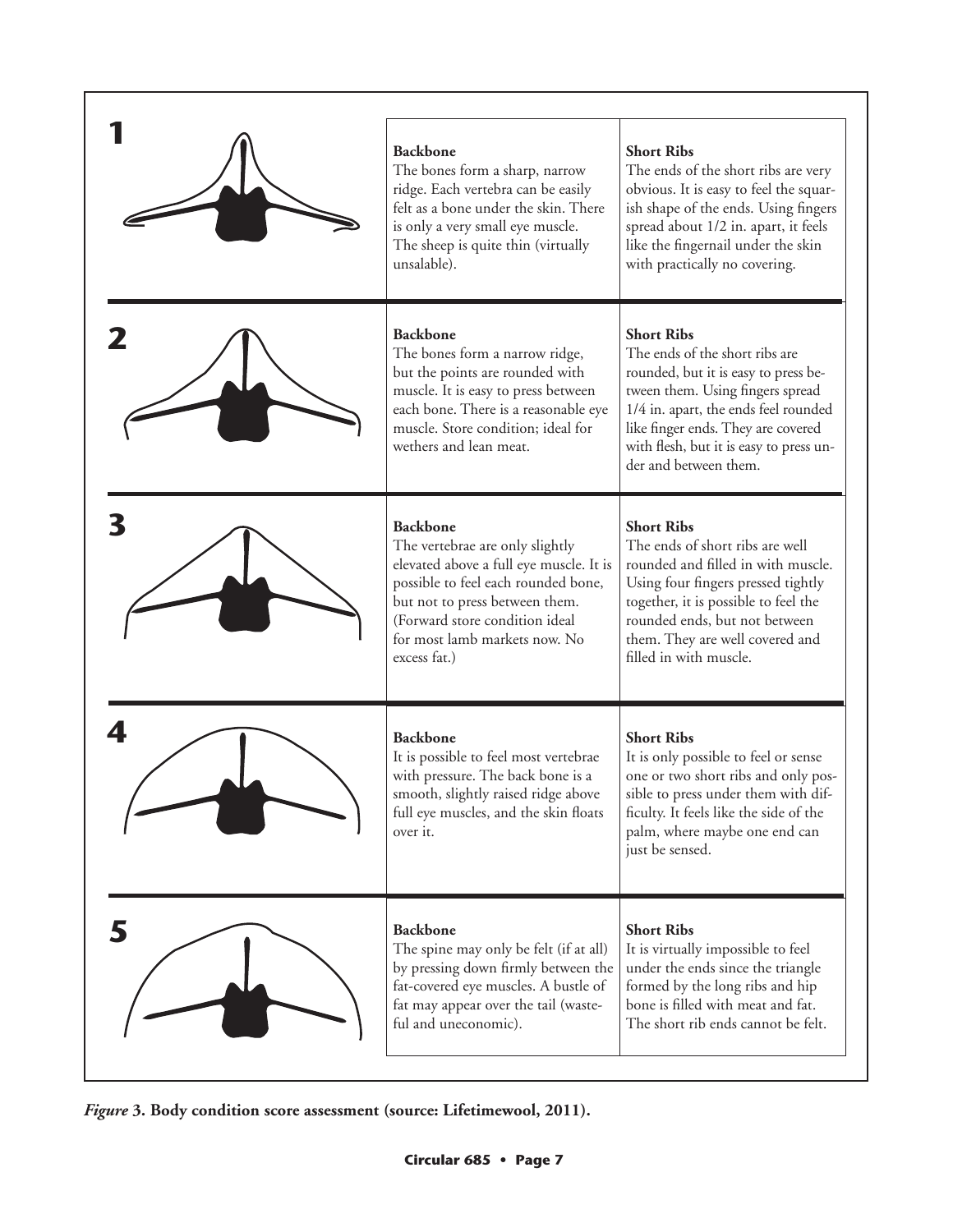| Score | Backbone | Short Ribs |
| --- | --- | --- |
| **1** | **Backbone** The bones form a sharp, narrow ridge. Each vertebra can be easily felt as a bone under the skin. There is only a very small eye muscle. The sheep is quite thin (virtually unsalable). | **Short Ribs** The ends of the short ribs are very obvious. It is easy to feel the squarish shape of the ends. Using fingers spread about 1/2 in. apart, it feels like the fingernail under the skin with practically no covering. |
| **2** | **Backbone** The bones form a narrow ridge, but the points are rounded with muscle. It is easy to press between each bone. There is a reasonable eye muscle. Store condition; ideal for wethers and lean meat. | **Short Ribs** The ends of the short ribs are rounded, but it is easy to press between them. Using fingers spread 1/4 in. apart, the ends feel rounded like finger ends. They are covered with flesh, but it is easy to press under and between them. |
| **3** | **Backbone** The vertebrae are only slightly elevated above a full eye muscle. It is possible to feel each rounded bone, but not to press between them. (Forward store condition ideal for most lamb markets now. No excess fat.) | **Short Ribs** The ends of short ribs are well rounded and filled in with muscle. Using four fingers pressed tightly together, it is possible to feel the rounded ends, but not between them. They are well covered and filled in with muscle. |
| **4** | **Backbone** It is possible to feel most vertebrae with pressure. The back bone is a smooth, slightly raised ridge above full eye muscles, and the skin floats over it. | **Short Ribs** It is only possible to feel or sense one or two short ribs and only possible to press under them with difficulty. It feels like the side of the palm, where maybe one end can just be sensed. |
| **5** | **Backbone** The spine may only be felt (if at all) by pressing down firmly between the fat-covered eye muscles. A bustle of fat may appear over the tail (wasteful and uneconomic). | **Short Ribs** It is virtually impossible to feel under the ends since the triangle formed by the long ribs and hip bone is filled with meat and fat. The short rib ends cannot be felt. |

***Figure* 3. Body condition score assessment (source: Lifetimewool, 2011).**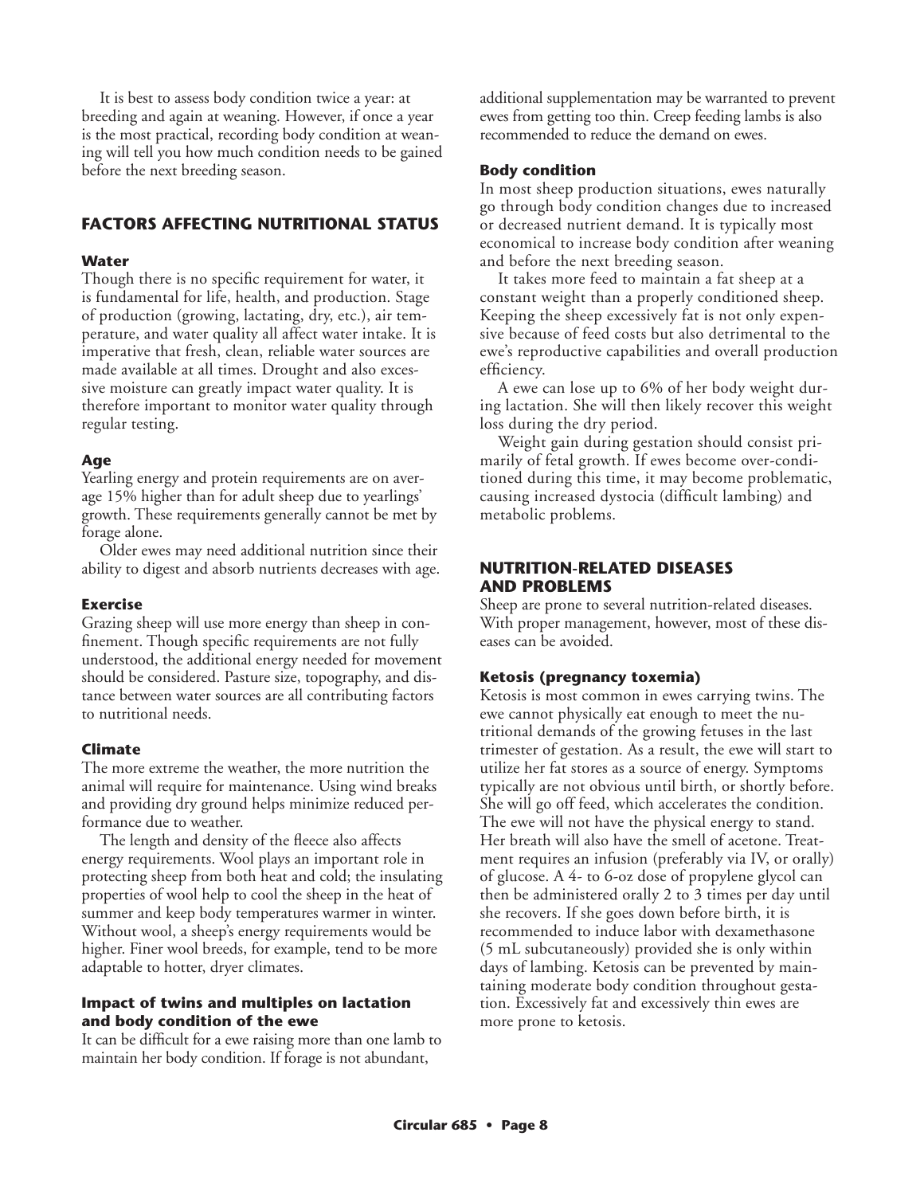It is best to assess body condition twice a year: at breeding and again at weaning. However, if once a year is the most practical, recording body condition at weaning will tell you how much condition needs to be gained before the next breeding season.

## FACTORS AFFECTING NUTRITIONAL STATUS

### Water

Though there is no specific requirement for water, it is fundamental for life, health, and production. Stage of production (growing, lactating, dry, etc.), air temperature, and water quality all affect water intake. It is imperative that fresh, clean, reliable water sources are made available at all times. Drought and also excessive moisture can greatly impact water quality. It is therefore important to monitor water quality through regular testing.

### Age

Yearling energy and protein requirements are on average 15% higher than for adult sheep due to yearlings' growth. These requirements generally cannot be met by forage alone.

Older ewes may need additional nutrition since their ability to digest and absorb nutrients decreases with age.

### Exercise

Grazing sheep will use more energy than sheep in confinement. Though specific requirements are not fully understood, the additional energy needed for movement should be considered. Pasture size, topography, and distance between water sources are all contributing factors to nutritional needs.

### Climate

The more extreme the weather, the more nutrition the animal will require for maintenance. Using wind breaks and providing dry ground helps minimize reduced performance due to weather.

The length and density of the fleece also affects energy requirements. Wool plays an important role in protecting sheep from both heat and cold; the insulating properties of wool help to cool the sheep in the heat of summer and keep body temperatures warmer in winter. Without wool, a sheep's energy requirements would be higher. Finer wool breeds, for example, tend to be more adaptable to hotter, dryer climates.

### Impact of twins and multiples on lactation and body condition of the ewe

It can be difficult for a ewe raising more than one lamb to maintain her body condition. If forage is not abundant, additional supplementation may be warranted to prevent ewes from getting too thin. Creep feeding lambs is also recommended to reduce the demand on ewes.

### Body condition

In most sheep production situations, ewes naturally go through body condition changes due to increased or decreased nutrient demand. It is typically most economical to increase body condition after weaning and before the next breeding season.

It takes more feed to maintain a fat sheep at a constant weight than a properly conditioned sheep. Keeping the sheep excessively fat is not only expensive because of feed costs but also detrimental to the ewe's reproductive capabilities and overall production efficiency.

A ewe can lose up to 6% of her body weight during lactation. She will then likely recover this weight loss during the dry period.

Weight gain during gestation should consist primarily of fetal growth. If ewes become over-conditioned during this time, it may become problematic, causing increased dystocia (difficult lambing) and metabolic problems.

## NUTRITION-RELATED DISEASES AND PROBLEMS

Sheep are prone to several nutrition-related diseases. With proper management, however, most of these diseases can be avoided.

### Ketosis (pregnancy toxemia)

Ketosis is most common in ewes carrying twins. The ewe cannot physically eat enough to meet the nutritional demands of the growing fetuses in the last trimester of gestation. As a result, the ewe will start to utilize her fat stores as a source of energy. Symptoms typically are not obvious until birth, or shortly before. She will go off feed, which accelerates the condition. The ewe will not have the physical energy to stand. Her breath will also have the smell of acetone. Treatment requires an infusion (preferably via IV, or orally) of glucose. A 4- to 6-oz dose of propylene glycol can then be administered orally 2 to 3 times per day until she recovers. If she goes down before birth, it is recommended to induce labor with dexamethasone (5 mL subcutaneously) provided she is only within days of lambing. Ketosis can be prevented by maintaining moderate body condition throughout gestation. Excessively fat and excessively thin ewes are more prone to ketosis.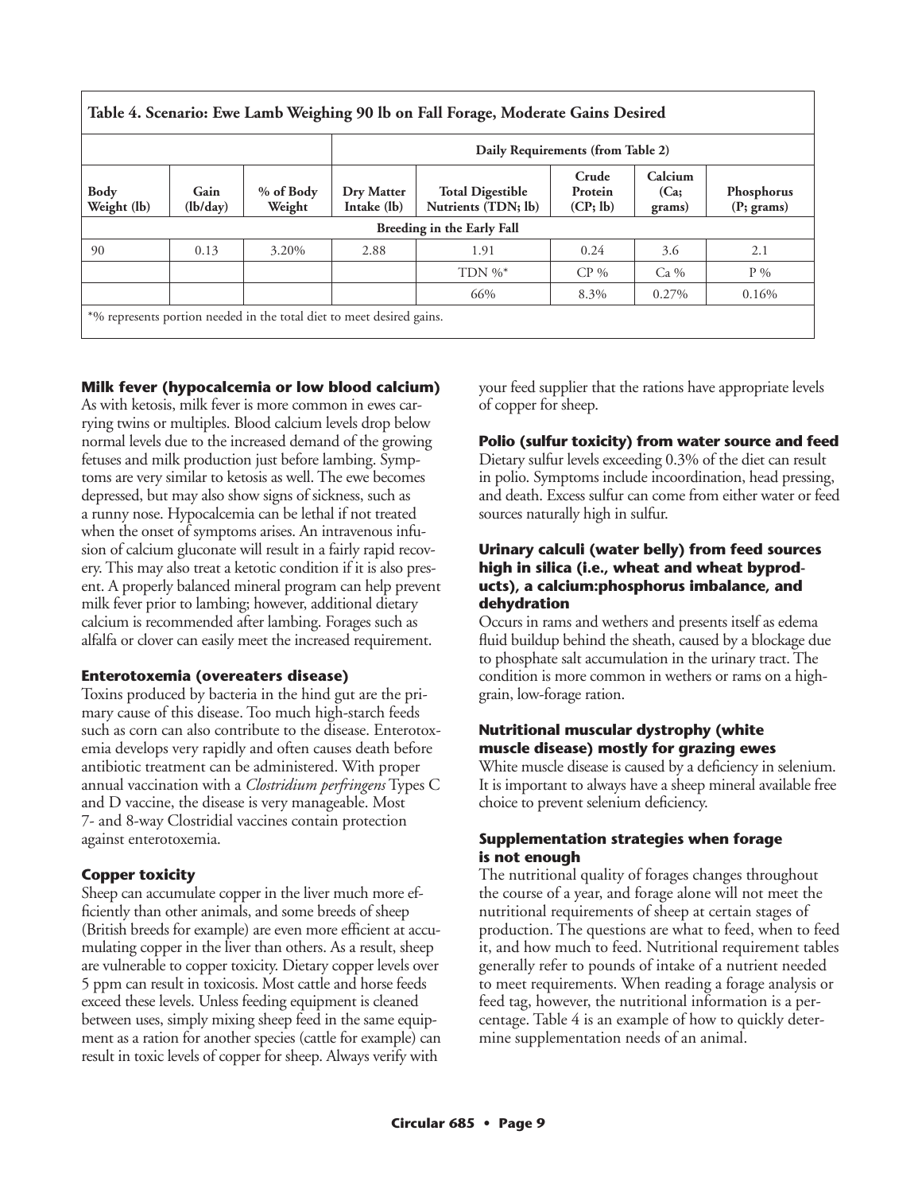**Table 4. Scenario: Ewe Lamb Weighing 90 lb on Fall Forage, Moderate Gains Desired**

| | | | Daily Requirements (from Table 2) | | | | |
|---|---|---|---|---|---|---|---|
| **Body Weight (lb)** | **Gain (lb/day)** | **% of Body Weight** | **Dry Matter Intake (lb)** | **Total Digestible Nutrients (TDN; lb)** | **Crude Protein (CP; lb)** | **Calcium (Ca; grams)** | **Phosphorus (P; grams)** |
| **Breeding in the Early Fall** | | | | | | | |
| 90 | 0.13 | 3.20% | 2.88 | 1.91 | 0.24 | 3.6 | 2.1 |
| | | | | TDN %* | CP % | Ca % | P % |
| | | | | 66% | 8.3% | 0.27% | 0.16% |

*% represents portion needed in the total diet to meet desired gains.

### Milk fever (hypocalcemia or low blood calcium)

As with ketosis, milk fever is more common in ewes carrying twins or multiples. Blood calcium levels drop below normal levels due to the increased demand of the growing fetuses and milk production just before lambing. Symptoms are very similar to ketosis as well. The ewe becomes depressed, but may also show signs of sickness, such as a runny nose. Hypocalcemia can be lethal if not treated when the onset of symptoms arises. An intravenous infusion of calcium gluconate will result in a fairly rapid recovery. This may also treat a ketotic condition if it is also present. A properly balanced mineral program can help prevent milk fever prior to lambing; however, additional dietary calcium is recommended after lambing. Forages such as alfalfa or clover can easily meet the increased requirement.

### Enterotoxemia (overeaters disease)

Toxins produced by bacteria in the hind gut are the primary cause of this disease. Too much high-starch feeds such as corn can also contribute to the disease. Enterotoxemia develops very rapidly and often causes death before antibiotic treatment can be administered. With proper annual vaccination with a *Clostridium perfringens* Types C and D vaccine, the disease is very manageable. Most 7- and 8-way Clostridial vaccines contain protection against enterotoxemia.

### Copper toxicity

Sheep can accumulate copper in the liver much more efficiently than other animals, and some breeds of sheep (British breeds for example) are even more efficient at accumulating copper in the liver than others. As a result, sheep are vulnerable to copper toxicity. Dietary copper levels over 5 ppm can result in toxicosis. Most cattle and horse feeds exceed these levels. Unless feeding equipment is cleaned between uses, simply mixing sheep feed in the same equipment as a ration for another species (cattle for example) can result in toxic levels of copper for sheep. Always verify with your feed supplier that the rations have appropriate levels of copper for sheep.

### Polio (sulfur toxicity) from water source and feed

Dietary sulfur levels exceeding 0.3% of the diet can result in polio. Symptoms include incoordination, head pressing, and death. Excess sulfur can come from either water or feed sources naturally high in sulfur.

### Urinary calculi (water belly) from feed sources high in silica (i.e., wheat and wheat byproducts), a calcium:phosphorus imbalance, and dehydration

Occurs in rams and wethers and presents itself as edema fluid buildup behind the sheath, caused by a blockage due to phosphate salt accumulation in the urinary tract. The condition is more common in wethers or rams on a high-grain, low-forage ration.

### Nutritional muscular dystrophy (white muscle disease) mostly for grazing ewes

White muscle disease is caused by a deficiency in selenium. It is important to always have a sheep mineral available free choice to prevent selenium deficiency.

### Supplementation strategies when forage is not enough

The nutritional quality of forages changes throughout the course of a year, and forage alone will not meet the nutritional requirements of sheep at certain stages of production. The questions are what to feed, when to feed it, and how much to feed. Nutritional requirement tables generally refer to pounds of intake of a nutrient needed to meet requirements. When reading a forage analysis or feed tag, however, the nutritional information is a percentage. Table 4 is an example of how to quickly determine supplementation needs of an animal.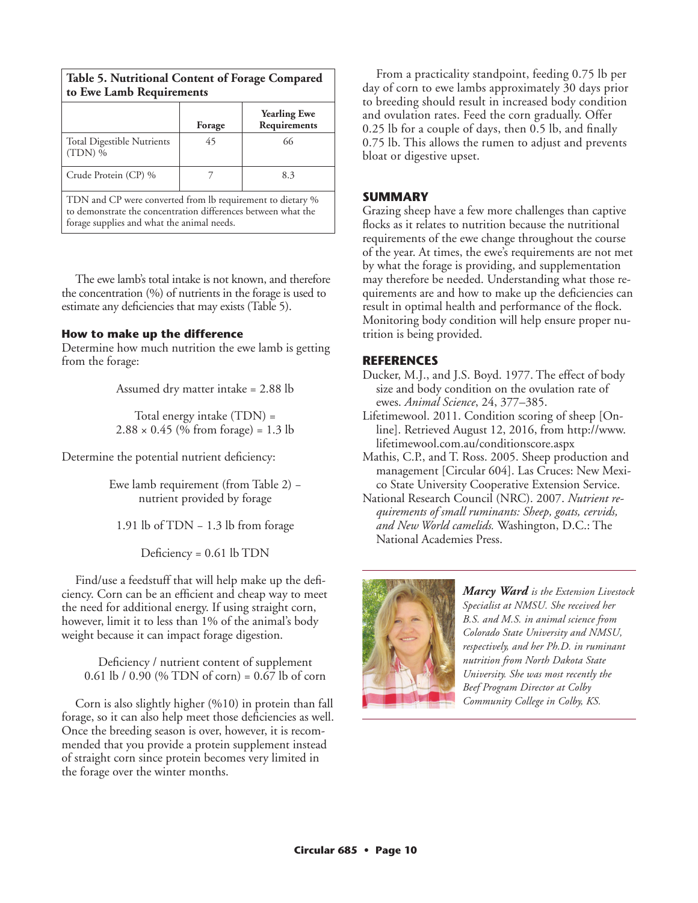| **Table 5. Nutritional Content of Forage Compared to Ewe Lamb Requirements** | | |
|---|---|---|
| | **Forage** | **Yearling Ewe Requirements** |
| Total Digestible Nutrients (TDN) % | 45 | 66 |
| Crude Protein (CP) % | 7 | 8.3 |

TDN and CP were converted from lb requirement to dietary % to demonstrate the concentration differences between what the forage supplies and what the animal needs.

The ewe lamb's total intake is not known, and therefore the concentration (%) of nutrients in the forage is used to estimate any deficiencies that may exists (Table 5).

### How to make up the difference

Determine how much nutrition the ewe lamb is getting from the forage:

Assumed dry matter intake = 2.88 lb

Total energy intake (TDN) =
2.88 × 0.45 (% from forage) = 1.3 lb

Determine the potential nutrient deficiency:

Ewe lamb requirement (from Table 2) – nutrient provided by forage

1.91 lb of TDN – 1.3 lb from forage

Deficiency = 0.61 lb TDN

Find/use a feedstuff that will help make up the deficiency. Corn can be an efficient and cheap way to meet the need for additional energy. If using straight corn, however, limit it to less than 1% of the animal's body weight because it can impact forage digestion.

Deficiency / nutrient content of supplement
0.61 lb / 0.90 (% TDN of corn) = 0.67 lb of corn

Corn is also slightly higher (%10) in protein than fall forage, so it can also help meet those deficiencies as well. Once the breeding season is over, however, it is recommended that you provide a protein supplement instead of straight corn since protein becomes very limited in the forage over the winter months.

From a practicality standpoint, feeding 0.75 lb per day of corn to ewe lambs approximately 30 days prior to breeding should result in increased body condition and ovulation rates. Feed the corn gradually. Offer 0.25 lb for a couple of days, then 0.5 lb, and finally 0.75 lb. This allows the rumen to adjust and prevents bloat or digestive upset.

## SUMMARY

Grazing sheep have a few more challenges than captive flocks as it relates to nutrition because the nutritional requirements of the ewe change throughout the course of the year. At times, the ewe's requirements are not met by what the forage is providing, and supplementation may therefore be needed. Understanding what those requirements are and how to make up the deficiencies can result in optimal health and performance of the flock. Monitoring body condition will help ensure proper nutrition is being provided.

## REFERENCES

Ducker, M.J., and J.S. Boyd. 1977. The effect of body size and body condition on the ovulation rate of ewes. *Animal Science*, 24, 377–385.

Lifetimewool. 2011. Condition scoring of sheep [Online]. Retrieved August 12, 2016, from http://www.lifetimewool.com.au/conditionscore.aspx

Mathis, C.P., and T. Ross. 2005. Sheep production and management [Circular 604]. Las Cruces: New Mexico State University Cooperative Extension Service.

National Research Council (NRC). 2007. *Nutrient requirements of small ruminants: Sheep, goats, cervids, and New World camelids.* Washington, D.C.: The National Academies Press.

***Marcy Ward*** *is the Extension Livestock Specialist at NMSU. She received her B.S. and M.S. in animal science from Colorado State University and NMSU, respectively, and her Ph.D. in ruminant nutrition from North Dakota State University. She was most recently the Beef Program Director at Colby Community College in Colby, KS.*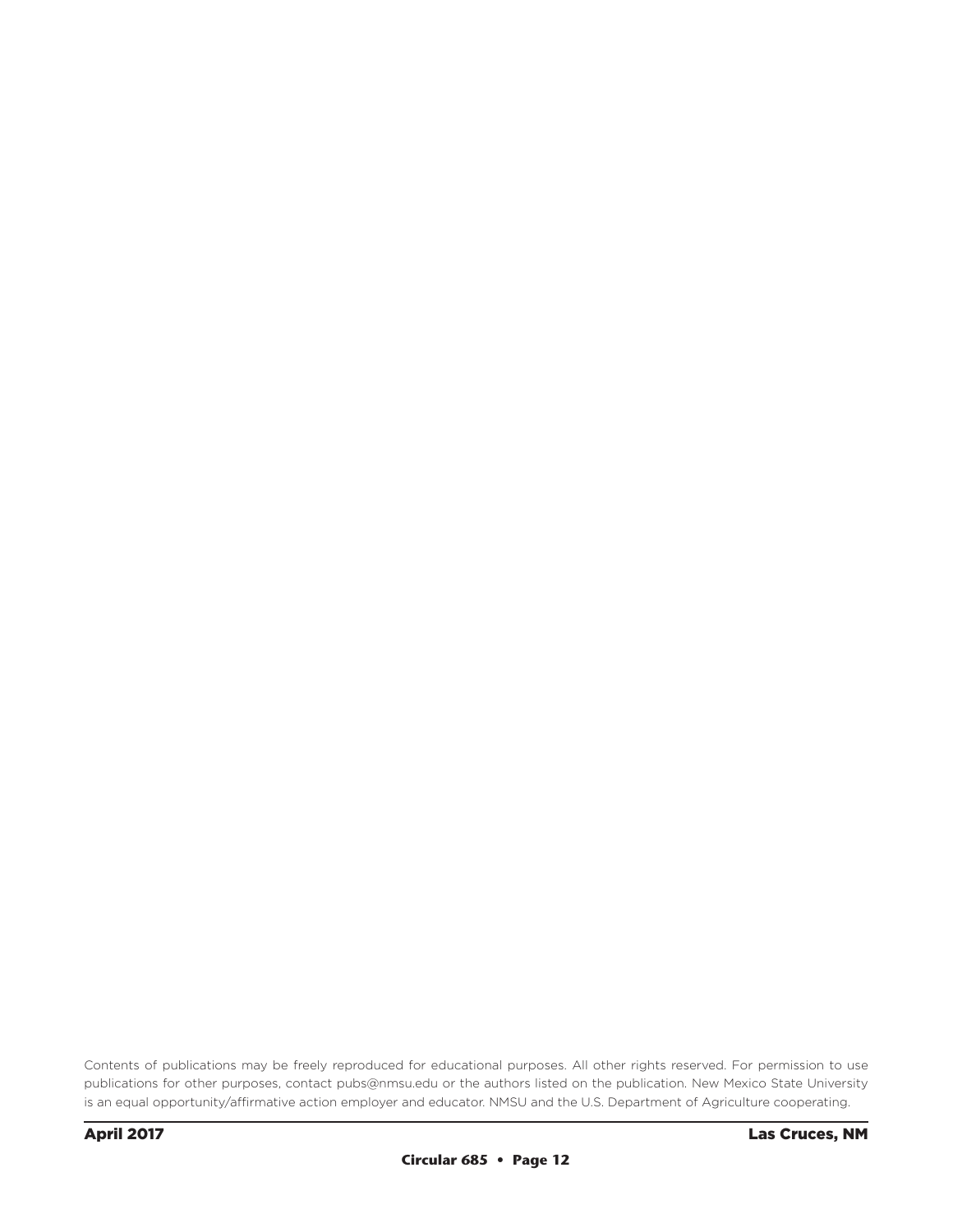Contents of publications may be freely reproduced for educational purposes. All other rights reserved. For permission to use publications for other purposes, contact pubs@nmsu.edu or the authors listed on the publication. New Mexico State University is an equal opportunity/affirmative action employer and educator. NMSU and the U.S. Department of Agriculture cooperating.

**April 2017** **Las Cruces, NM**